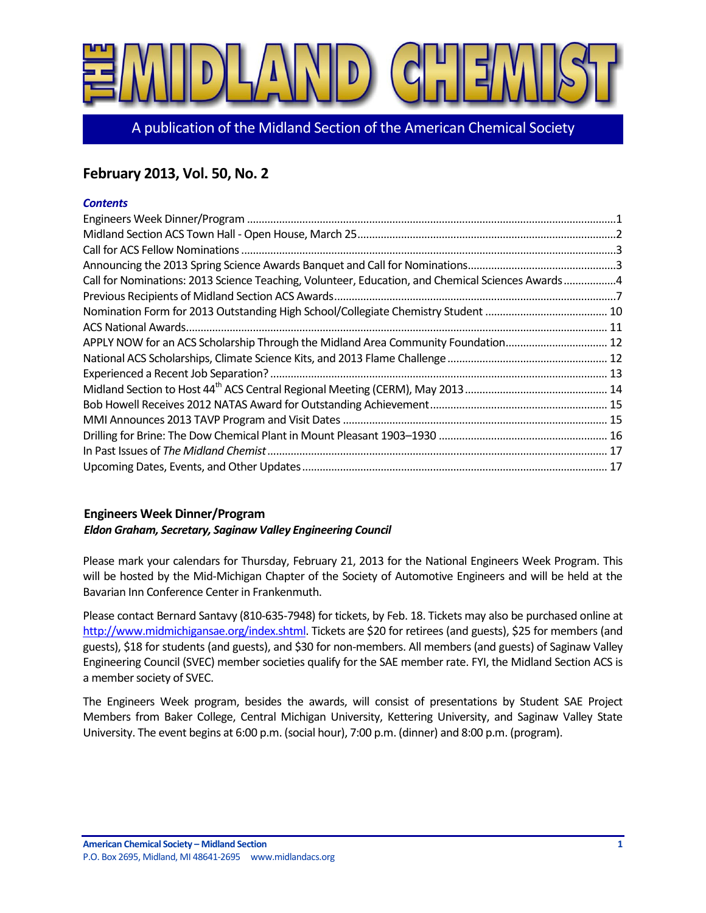# THE MIDLAND CHEMIST

A publication of the Midland Section of the American Chemical Society

## February 2013, Vol. 50, No. 2

***Contents***

- Engineers Week Dinner/Program ... 1
- Midland Section ACS Town Hall - Open House, March 25 ... 2
- Call for ACS Fellow Nominations ... 3
- Announcing the 2013 Spring Science Awards Banquet and Call for Nominations ... 3
- Call for Nominations: 2013 Science Teaching, Volunteer, Education, and Chemical Sciences Awards ... 4
- Previous Recipients of Midland Section ACS Awards ... 7
- Nomination Form for 2013 Outstanding High School/Collegiate Chemistry Student ... 10
- ACS National Awards ... 11
- APPLY NOW for an ACS Scholarship Through the Midland Area Community Foundation ... 12
- National ACS Scholarships, Climate Science Kits, and 2013 Flame Challenge ... 12
- Experienced a Recent Job Separation? ... 13
- Midland Section to Host 44th ACS Central Regional Meeting (CERM), May 2013 ... 14
- Bob Howell Receives 2012 NATAS Award for Outstanding Achievement ... 15
- MMI Announces 2013 TAVP Program and Visit Dates ... 15
- Drilling for Brine: The Dow Chemical Plant in Mount Pleasant 1903–1930 ... 16
- In Past Issues of *The Midland Chemist* ... 17
- Upcoming Dates, Events, and Other Updates ... 17

### Engineers Week Dinner/Program

***Eldon Graham, Secretary, Saginaw Valley Engineering Council***

Please mark your calendars for Thursday, February 21, 2013 for the National Engineers Week Program. This will be hosted by the Mid-Michigan Chapter of the Society of Automotive Engineers and will be held at the Bavarian Inn Conference Center in Frankenmuth.

Please contact Bernard Santavy (810-635-7948) for tickets, by Feb. 18. Tickets may also be purchased online at http://www.midmichigansae.org/index.shtml. Tickets are $20 for retirees (and guests), $25 for members (and guests), $18 for students (and guests), and $30 for non-members. All members (and guests) of Saginaw Valley Engineering Council (SVEC) member societies qualify for the SAE member rate. FYI, the Midland Section ACS is a member society of SVEC.

The Engineers Week program, besides the awards, will consist of presentations by Student SAE Project Members from Baker College, Central Michigan University, Kettering University, and Saginaw Valley State University. The event begins at 6:00 p.m. (social hour), 7:00 p.m. (dinner) and 8:00 p.m. (program).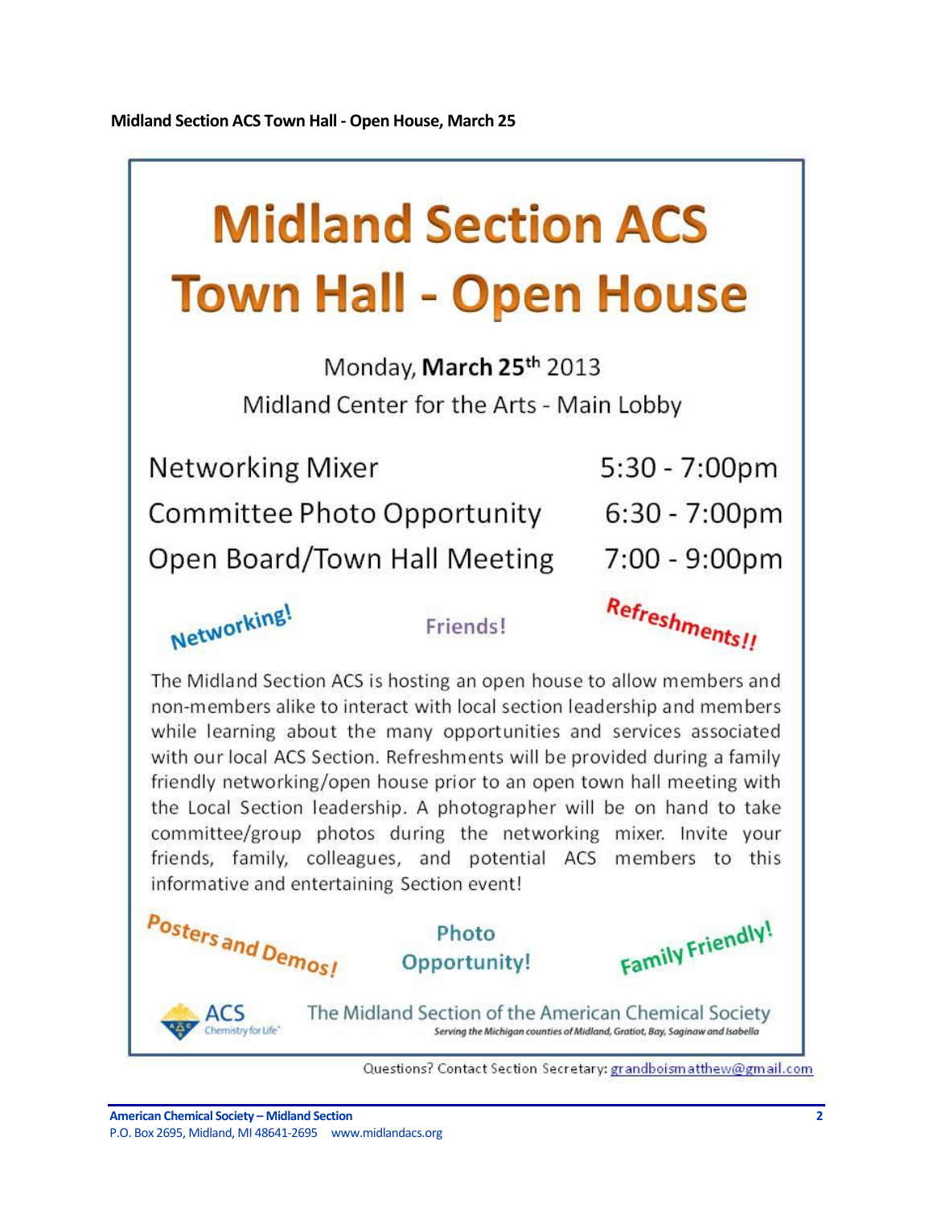**Midland Section ACS Town Hall - Open House, March 25**

# Midland Section ACS Town Hall - Open House

Monday, **March 25th** 2013

Midland Center for the Arts - Main Lobby

| | |
|---|---|
| Networking Mixer | 5:30 - 7:00pm |
| Committee Photo Opportunity | 6:30 - 7:00pm |
| Open Board/Town Hall Meeting | 7:00 - 9:00pm |

Networking! Friends! Refreshments!!

The Midland Section ACS is hosting an open house to allow members and non-members alike to interact with local section leadership and members while learning about the many opportunities and services associated with our local ACS Section. Refreshments will be provided during a family friendly networking/open house prior to an open town hall meeting with the Local Section leadership. A photographer will be on hand to take committee/group photos during the networking mixer. Invite your friends, family, colleagues, and potential ACS members to this informative and entertaining Section event!

Posters and Demos! Photo Opportunity! Family Friendly!

ACS Chemistry for Life

The Midland Section of the American Chemical Society

*Serving the Michigan counties of Midland, Gratiot, Bay, Saginaw and Isabella*

Questions? Contact Section Secretary: grandboismatthew@gmail.com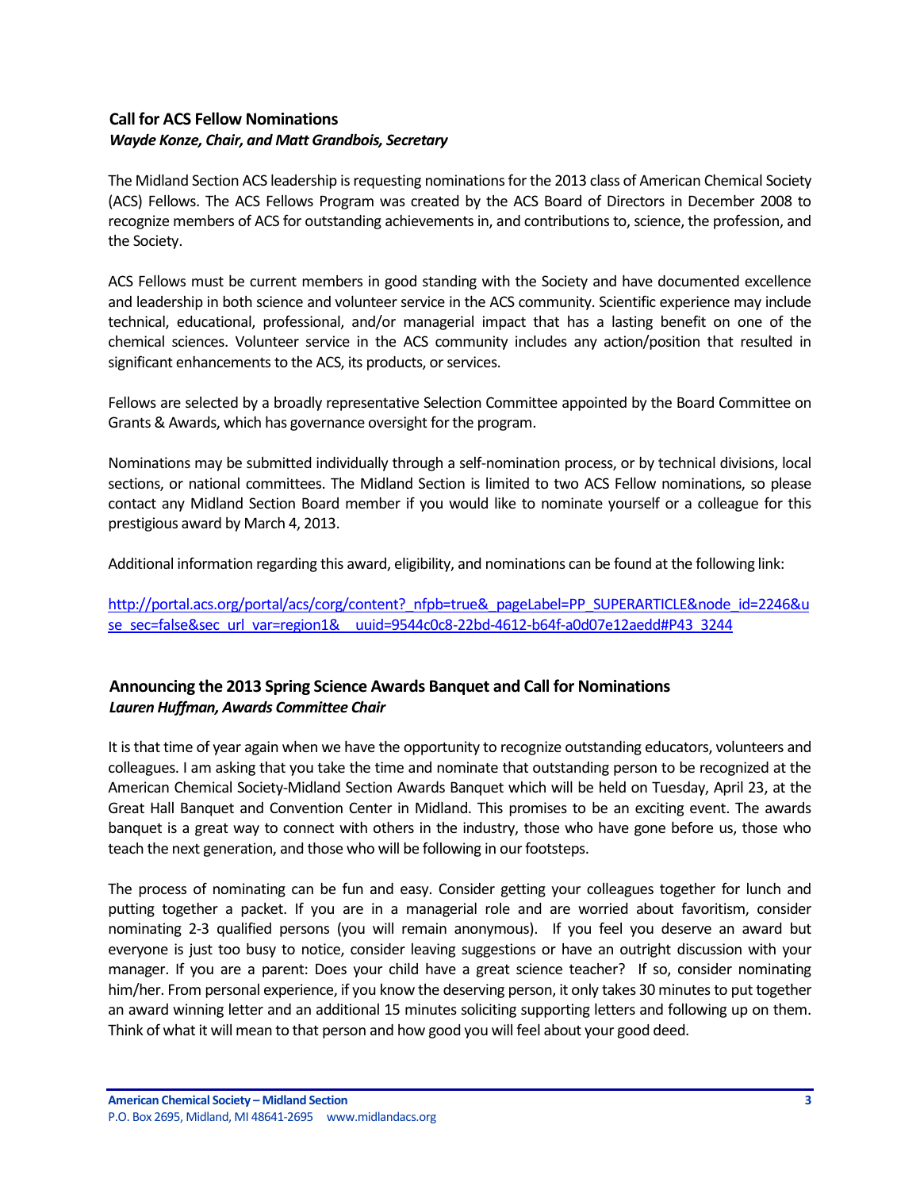### Call for ACS Fellow Nominations

***Wayde Konze, Chair, and Matt Grandbois, Secretary***

The Midland Section ACS leadership is requesting nominations for the 2013 class of American Chemical Society (ACS) Fellows. The ACS Fellows Program was created by the ACS Board of Directors in December 2008 to recognize members of ACS for outstanding achievements in, and contributions to, science, the profession, and the Society.

ACS Fellows must be current members in good standing with the Society and have documented excellence and leadership in both science and volunteer service in the ACS community. Scientific experience may include technical, educational, professional, and/or managerial impact that has a lasting benefit on one of the chemical sciences. Volunteer service in the ACS community includes any action/position that resulted in significant enhancements to the ACS, its products, or services.

Fellows are selected by a broadly representative Selection Committee appointed by the Board Committee on Grants & Awards, which has governance oversight for the program.

Nominations may be submitted individually through a self-nomination process, or by technical divisions, local sections, or national committees. The Midland Section is limited to two ACS Fellow nominations, so please contact any Midland Section Board member if you would like to nominate yourself or a colleague for this prestigious award by March 4, 2013.

Additional information regarding this award, eligibility, and nominations can be found at the following link:

http://portal.acs.org/portal/acs/corg/content?_nfpb=true&_pageLabel=PP_SUPERARTICLE&node_id=2246&use_sec=false&sec_url_var=region1&__uuid=9544c0c8-22bd-4612-b64f-a0d07e12aedd#P43_3244

### Announcing the 2013 Spring Science Awards Banquet and Call for Nominations

***Lauren Huffman, Awards Committee Chair***

It is that time of year again when we have the opportunity to recognize outstanding educators, volunteers and colleagues. I am asking that you take the time and nominate that outstanding person to be recognized at the American Chemical Society-Midland Section Awards Banquet which will be held on Tuesday, April 23, at the Great Hall Banquet and Convention Center in Midland. This promises to be an exciting event. The awards banquet is a great way to connect with others in the industry, those who have gone before us, those who teach the next generation, and those who will be following in our footsteps.

The process of nominating can be fun and easy. Consider getting your colleagues together for lunch and putting together a packet. If you are in a managerial role and are worried about favoritism, consider nominating 2-3 qualified persons (you will remain anonymous). If you feel you deserve an award but everyone is just too busy to notice, consider leaving suggestions or have an outright discussion with your manager. If you are a parent: Does your child have a great science teacher? If so, consider nominating him/her. From personal experience, if you know the deserving person, it only takes 30 minutes to put together an award winning letter and an additional 15 minutes soliciting supporting letters and following up on them. Think of what it will mean to that person and how good you will feel about your good deed.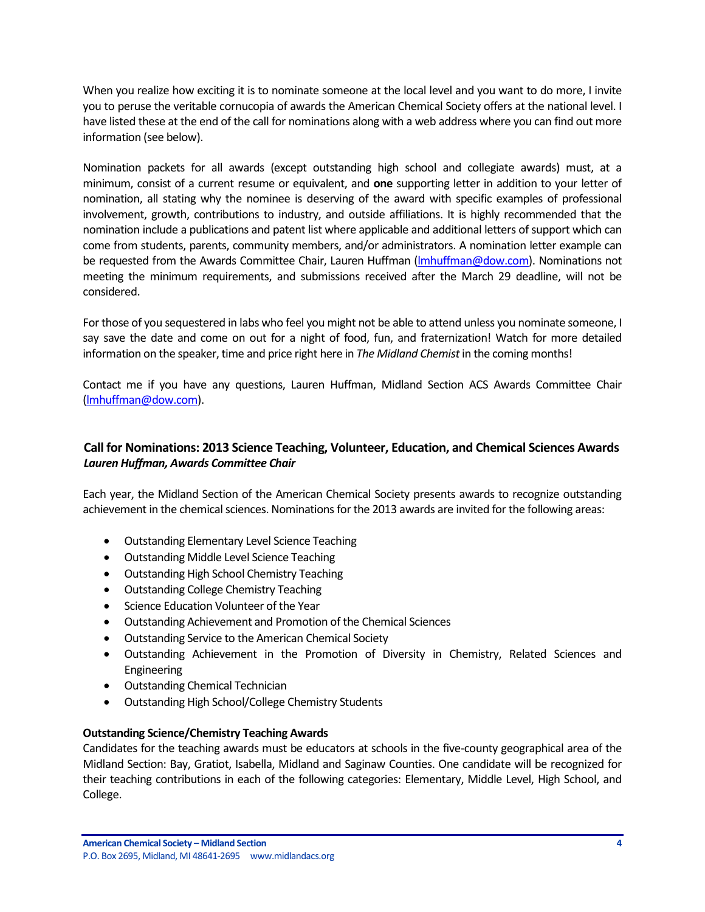When you realize how exciting it is to nominate someone at the local level and you want to do more, I invite you to peruse the veritable cornucopia of awards the American Chemical Society offers at the national level. I have listed these at the end of the call for nominations along with a web address where you can find out more information (see below).

Nomination packets for all awards (except outstanding high school and collegiate awards) must, at a minimum, consist of a current resume or equivalent, and **one** supporting letter in addition to your letter of nomination, all stating why the nominee is deserving of the award with specific examples of professional involvement, growth, contributions to industry, and outside affiliations. It is highly recommended that the nomination include a publications and patent list where applicable and additional letters of support which can come from students, parents, community members, and/or administrators. A nomination letter example can be requested from the Awards Committee Chair, Lauren Huffman (lmhuffman@dow.com). Nominations not meeting the minimum requirements, and submissions received after the March 29 deadline, will not be considered.

For those of you sequestered in labs who feel you might not be able to attend unless you nominate someone, I say save the date and come on out for a night of food, fun, and fraternization! Watch for more detailed information on the speaker, time and price right here in *The Midland Chemist* in the coming months!

Contact me if you have any questions, Lauren Huffman, Midland Section ACS Awards Committee Chair (lmhuffman@dow.com).

## Call for Nominations: 2013 Science Teaching, Volunteer, Education, and Chemical Sciences Awards

***Lauren Huffman, Awards Committee Chair***

Each year, the Midland Section of the American Chemical Society presents awards to recognize outstanding achievement in the chemical sciences. Nominations for the 2013 awards are invited for the following areas:

- Outstanding Elementary Level Science Teaching
- Outstanding Middle Level Science Teaching
- Outstanding High School Chemistry Teaching
- Outstanding College Chemistry Teaching
- Science Education Volunteer of the Year
- Outstanding Achievement and Promotion of the Chemical Sciences
- Outstanding Service to the American Chemical Society
- Outstanding Achievement in the Promotion of Diversity in Chemistry, Related Sciences and Engineering
- Outstanding Chemical Technician
- Outstanding High School/College Chemistry Students

**Outstanding Science/Chemistry Teaching Awards**

Candidates for the teaching awards must be educators at schools in the five-county geographical area of the Midland Section: Bay, Gratiot, Isabella, Midland and Saginaw Counties. One candidate will be recognized for their teaching contributions in each of the following categories: Elementary, Middle Level, High School, and College.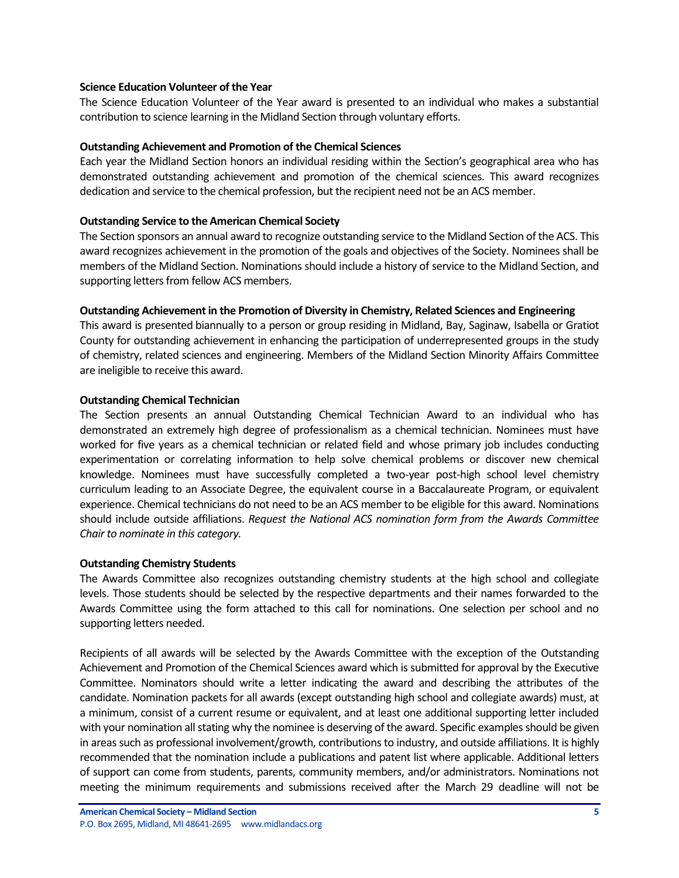**Science Education Volunteer of the Year**

The Science Education Volunteer of the Year award is presented to an individual who makes a substantial contribution to science learning in the Midland Section through voluntary efforts.

**Outstanding Achievement and Promotion of the Chemical Sciences**

Each year the Midland Section honors an individual residing within the Section's geographical area who has demonstrated outstanding achievement and promotion of the chemical sciences. This award recognizes dedication and service to the chemical profession, but the recipient need not be an ACS member.

**Outstanding Service to the American Chemical Society**

The Section sponsors an annual award to recognize outstanding service to the Midland Section of the ACS. This award recognizes achievement in the promotion of the goals and objectives of the Society. Nominees shall be members of the Midland Section. Nominations should include a history of service to the Midland Section, and supporting letters from fellow ACS members.

**Outstanding Achievement in the Promotion of Diversity in Chemistry, Related Sciences and Engineering**

This award is presented biannually to a person or group residing in Midland, Bay, Saginaw, Isabella or Gratiot County for outstanding achievement in enhancing the participation of underrepresented groups in the study of chemistry, related sciences and engineering. Members of the Midland Section Minority Affairs Committee are ineligible to receive this award.

**Outstanding Chemical Technician**

The Section presents an annual Outstanding Chemical Technician Award to an individual who has demonstrated an extremely high degree of professionalism as a chemical technician. Nominees must have worked for five years as a chemical technician or related field and whose primary job includes conducting experimentation or correlating information to help solve chemical problems or discover new chemical knowledge. Nominees must have successfully completed a two-year post-high school level chemistry curriculum leading to an Associate Degree, the equivalent course in a Baccalaureate Program, or equivalent experience. Chemical technicians do not need to be an ACS member to be eligible for this award. Nominations should include outside affiliations. *Request the National ACS nomination form from the Awards Committee Chair to nominate in this category.*

**Outstanding Chemistry Students**

The Awards Committee also recognizes outstanding chemistry students at the high school and collegiate levels. Those students should be selected by the respective departments and their names forwarded to the Awards Committee using the form attached to this call for nominations. One selection per school and no supporting letters needed.

Recipients of all awards will be selected by the Awards Committee with the exception of the Outstanding Achievement and Promotion of the Chemical Sciences award which is submitted for approval by the Executive Committee. Nominators should write a letter indicating the award and describing the attributes of the candidate. Nomination packets for all awards (except outstanding high school and collegiate awards) must, at a minimum, consist of a current resume or equivalent, and at least one additional supporting letter included with your nomination all stating why the nominee is deserving of the award. Specific examples should be given in areas such as professional involvement/growth, contributions to industry, and outside affiliations. It is highly recommended that the nomination include a publications and patent list where applicable. Additional letters of support can come from students, parents, community members, and/or administrators. Nominations not meeting the minimum requirements and submissions received after the March 29 deadline will not be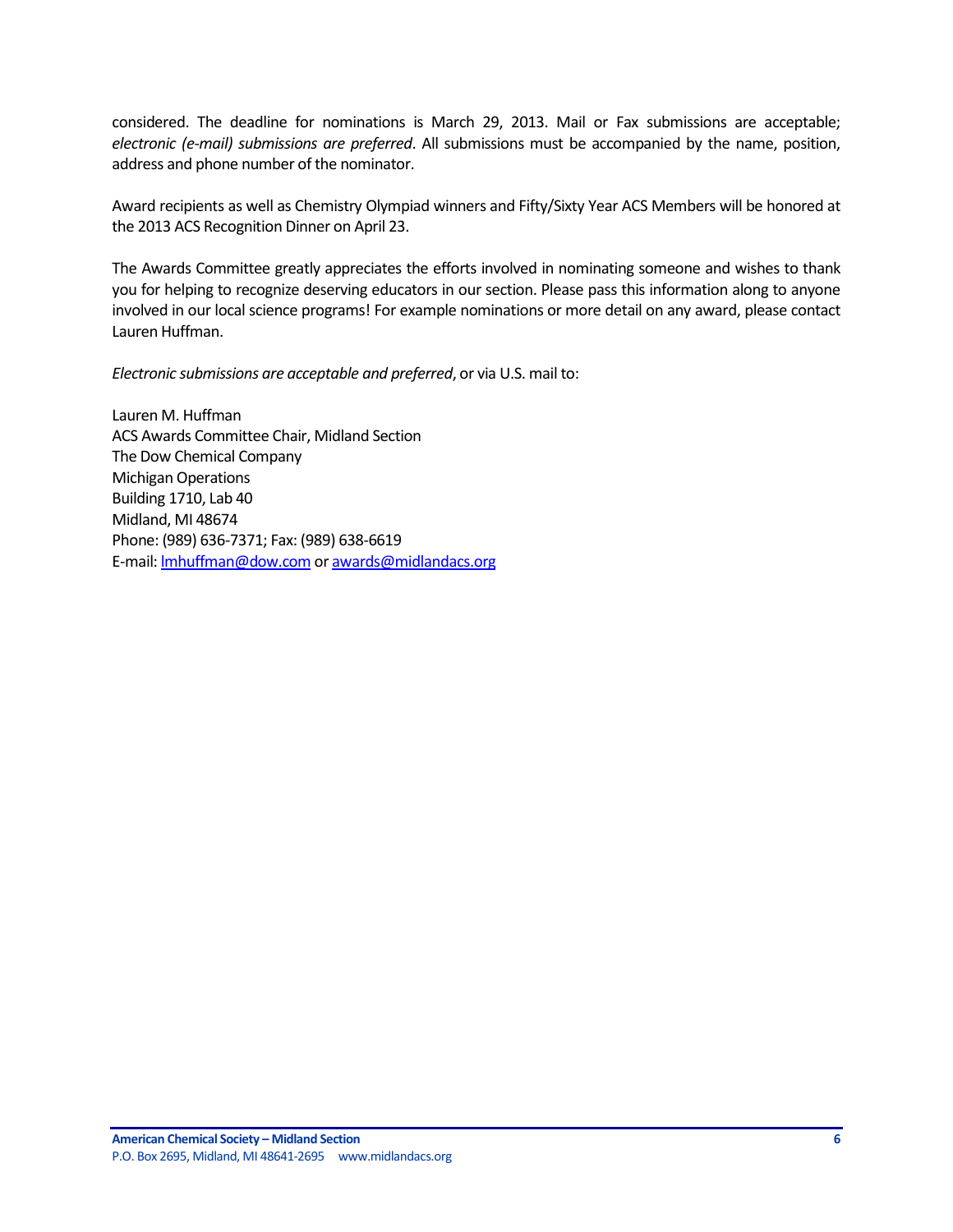considered. The deadline for nominations is March 29, 2013. Mail or Fax submissions are acceptable; *electronic (e-mail) submissions are preferred*. All submissions must be accompanied by the name, position, address and phone number of the nominator.

Award recipients as well as Chemistry Olympiad winners and Fifty/Sixty Year ACS Members will be honored at the 2013 ACS Recognition Dinner on April 23.

The Awards Committee greatly appreciates the efforts involved in nominating someone and wishes to thank you for helping to recognize deserving educators in our section. Please pass this information along to anyone involved in our local science programs! For example nominations or more detail on any award, please contact Lauren Huffman.

*Electronic submissions are acceptable and preferred*, or via U.S. mail to:

Lauren M. Huffman
ACS Awards Committee Chair, Midland Section
The Dow Chemical Company
Michigan Operations
Building 1710, Lab 40
Midland, MI 48674
Phone: (989) 636-7371; Fax: (989) 638-6619
E-mail: lmhuffman@dow.com or awards@midlandacs.org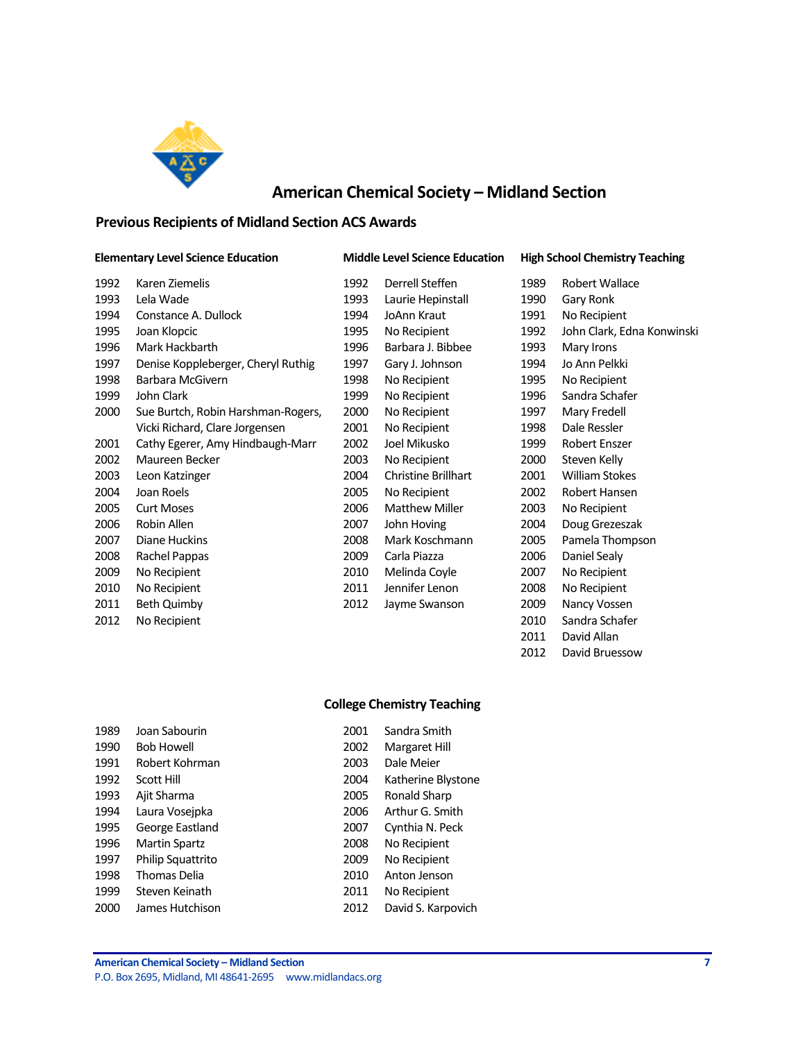# American Chemical Society – Midland Section

## Previous Recipients of Midland Section ACS Awards

### Elementary Level Science Education

| Year | Recipient |
|---|---|
| 1992 | Karen Ziemelis |
| 1993 | Lela Wade |
| 1994 | Constance A. Dullock |
| 1995 | Joan Klopcic |
| 1996 | Mark Hackbarth |
| 1997 | Denise Koppleberger, Cheryl Ruthig |
| 1998 | Barbara McGivern |
| 1999 | John Clark |
| 2000 | Sue Burtch, Robin Harshman-Rogers, Vicki Richard, Clare Jorgensen |
| 2001 | Cathy Egerer, Amy Hindbaugh-Marr |
| 2002 | Maureen Becker |
| 2003 | Leon Katzinger |
| 2004 | Joan Roels |
| 2005 | Curt Moses |
| 2006 | Robin Allen |
| 2007 | Diane Huckins |
| 2008 | Rachel Pappas |
| 2009 | No Recipient |
| 2010 | No Recipient |
| 2011 | Beth Quimby |
| 2012 | No Recipient |

### Middle Level Science Education

| Year | Recipient |
|---|---|
| 1992 | Derrell Steffen |
| 1993 | Laurie Hepinstall |
| 1994 | JoAnn Kraut |
| 1995 | No Recipient |
| 1996 | Barbara J. Bibbee |
| 1997 | Gary J. Johnson |
| 1998 | No Recipient |
| 1999 | No Recipient |
| 2000 | No Recipient |
| 2001 | No Recipient |
| 2002 | Joel Mikusko |
| 2003 | No Recipient |
| 2004 | Christine Brillhart |
| 2005 | No Recipient |
| 2006 | Matthew Miller |
| 2007 | John Hoving |
| 2008 | Mark Koschmann |
| 2009 | Carla Piazza |
| 2010 | Melinda Coyle |
| 2011 | Jennifer Lenon |
| 2012 | Jayme Swanson |

### High School Chemistry Teaching

| Year | Recipient |
|---|---|
| 1989 | Robert Wallace |
| 1990 | Gary Ronk |
| 1991 | No Recipient |
| 1992 | John Clark, Edna Konwinski |
| 1993 | Mary Irons |
| 1994 | Jo Ann Pelkki |
| 1995 | No Recipient |
| 1996 | Sandra Schafer |
| 1997 | Mary Fredell |
| 1998 | Dale Ressler |
| 1999 | Robert Enszer |
| 2000 | Steven Kelly |
| 2001 | William Stokes |
| 2002 | Robert Hansen |
| 2003 | No Recipient |
| 2004 | Doug Grezeszak |
| 2005 | Pamela Thompson |
| 2006 | Daniel Sealy |
| 2007 | No Recipient |
| 2008 | No Recipient |
| 2009 | Nancy Vossen |
| 2010 | Sandra Schafer |
| 2011 | David Allan |
| 2012 | David Bruessow |

### College Chemistry Teaching

| Year | Recipient |
|---|---|
| 1989 | Joan Sabourin |
| 1990 | Bob Howell |
| 1991 | Robert Kohrman |
| 1992 | Scott Hill |
| 1993 | Ajit Sharma |
| 1994 | Laura Vosejpka |
| 1995 | George Eastland |
| 1996 | Martin Spartz |
| 1997 | Philip Squattrito |
| 1998 | Thomas Delia |
| 1999 | Steven Keinath |
| 2000 | James Hutchison |
| 2001 | Sandra Smith |
| 2002 | Margaret Hill |
| 2003 | Dale Meier |
| 2004 | Katherine Blystone |
| 2005 | Ronald Sharp |
| 2006 | Arthur G. Smith |
| 2007 | Cynthia N. Peck |
| 2008 | No Recipient |
| 2009 | No Recipient |
| 2010 | Anton Jenson |
| 2011 | No Recipient |
| 2012 | David S. Karpovich |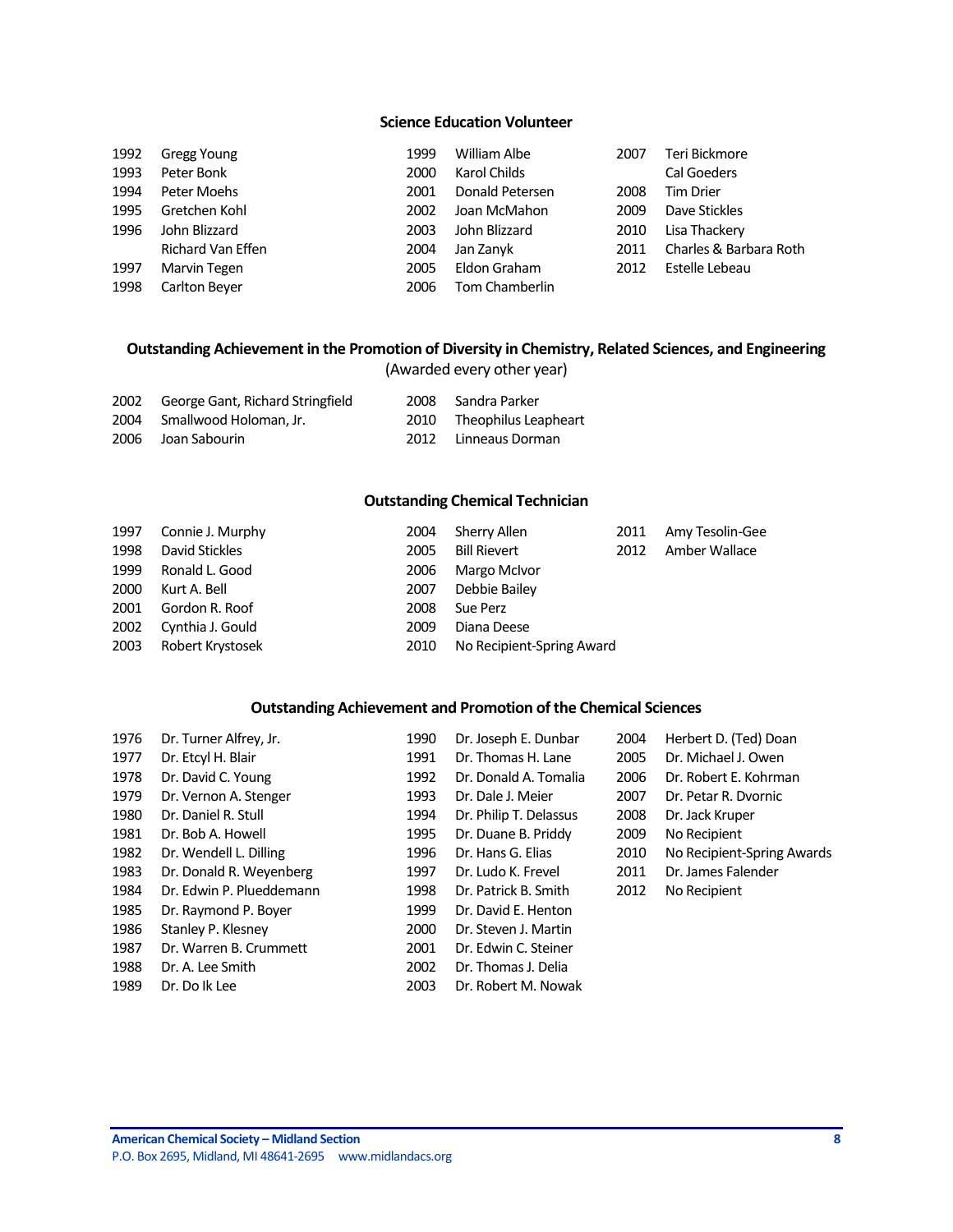### Science Education Volunteer

| Year | Name |
|---|---|
| 1992 | Gregg Young |
| 1993 | Peter Bonk |
| 1994 | Peter Moehs |
| 1995 | Gretchen Kohl |
| 1996 | John Blizzard |
| | Richard Van Effen |
| 1997 | Marvin Tegen |
| 1998 | Carlton Beyer |
| 1999 | William Albe |
| 2000 | Karol Childs |
| 2001 | Donald Petersen |
| 2002 | Joan McMahon |
| 2003 | John Blizzard |
| 2004 | Jan Zanyk |
| 2005 | Eldon Graham |
| 2006 | Tom Chamberlin |
| 2007 | Teri Bickmore |
| | Cal Goeders |
| 2008 | Tim Drier |
| 2009 | Dave Stickles |
| 2010 | Lisa Thackery |
| 2011 | Charles & Barbara Roth |
| 2012 | Estelle Lebeau |

### Outstanding Achievement in the Promotion of Diversity in Chemistry, Related Sciences, and Engineering

(Awarded every other year)

| Year | Name |
|---|---|
| 2002 | George Gant, Richard Stringfield |
| 2004 | Smallwood Holoman, Jr. |
| 2006 | Joan Sabourin |
| 2008 | Sandra Parker |
| 2010 | Theophilus Leapheart |
| 2012 | Linneaus Dorman |

### Outstanding Chemical Technician

| Year | Name |
|---|---|
| 1997 | Connie J. Murphy |
| 1998 | David Stickles |
| 1999 | Ronald L. Good |
| 2000 | Kurt A. Bell |
| 2001 | Gordon R. Roof |
| 2002 | Cynthia J. Gould |
| 2003 | Robert Krystosek |
| 2004 | Sherry Allen |
| 2005 | Bill Rievert |
| 2006 | Margo McIvor |
| 2007 | Debbie Bailey |
| 2008 | Sue Perz |
| 2009 | Diana Deese |
| 2010 | No Recipient-Spring Award |
| 2011 | Amy Tesolin-Gee |
| 2012 | Amber Wallace |

### Outstanding Achievement and Promotion of the Chemical Sciences

| Year | Name |
|---|---|
| 1976 | Dr. Turner Alfrey, Jr. |
| 1977 | Dr. Etcyl H. Blair |
| 1978 | Dr. David C. Young |
| 1979 | Dr. Vernon A. Stenger |
| 1980 | Dr. Daniel R. Stull |
| 1981 | Dr. Bob A. Howell |
| 1982 | Dr. Wendell L. Dilling |
| 1983 | Dr. Donald R. Weyenberg |
| 1984 | Dr. Edwin P. Plueddemann |
| 1985 | Dr. Raymond P. Boyer |
| 1986 | Stanley P. Klesney |
| 1987 | Dr. Warren B. Crummett |
| 1988 | Dr. A. Lee Smith |
| 1989 | Dr. Do Ik Lee |
| 1990 | Dr. Joseph E. Dunbar |
| 1991 | Dr. Thomas H. Lane |
| 1992 | Dr. Donald A. Tomalia |
| 1993 | Dr. Dale J. Meier |
| 1994 | Dr. Philip T. Delassus |
| 1995 | Dr. Duane B. Priddy |
| 1996 | Dr. Hans G. Elias |
| 1997 | Dr. Ludo K. Frevel |
| 1998 | Dr. Patrick B. Smith |
| 1999 | Dr. David E. Henton |
| 2000 | Dr. Steven J. Martin |
| 2001 | Dr. Edwin C. Steiner |
| 2002 | Dr. Thomas J. Delia |
| 2003 | Dr. Robert M. Nowak |
| 2004 | Herbert D. (Ted) Doan |
| 2005 | Dr. Michael J. Owen |
| 2006 | Dr. Robert E. Kohrman |
| 2007 | Dr. Petar R. Dvornic |
| 2008 | Dr. Jack Kruper |
| 2009 | No Recipient |
| 2010 | No Recipient-Spring Awards |
| 2011 | Dr. James Falender |
| 2012 | No Recipient |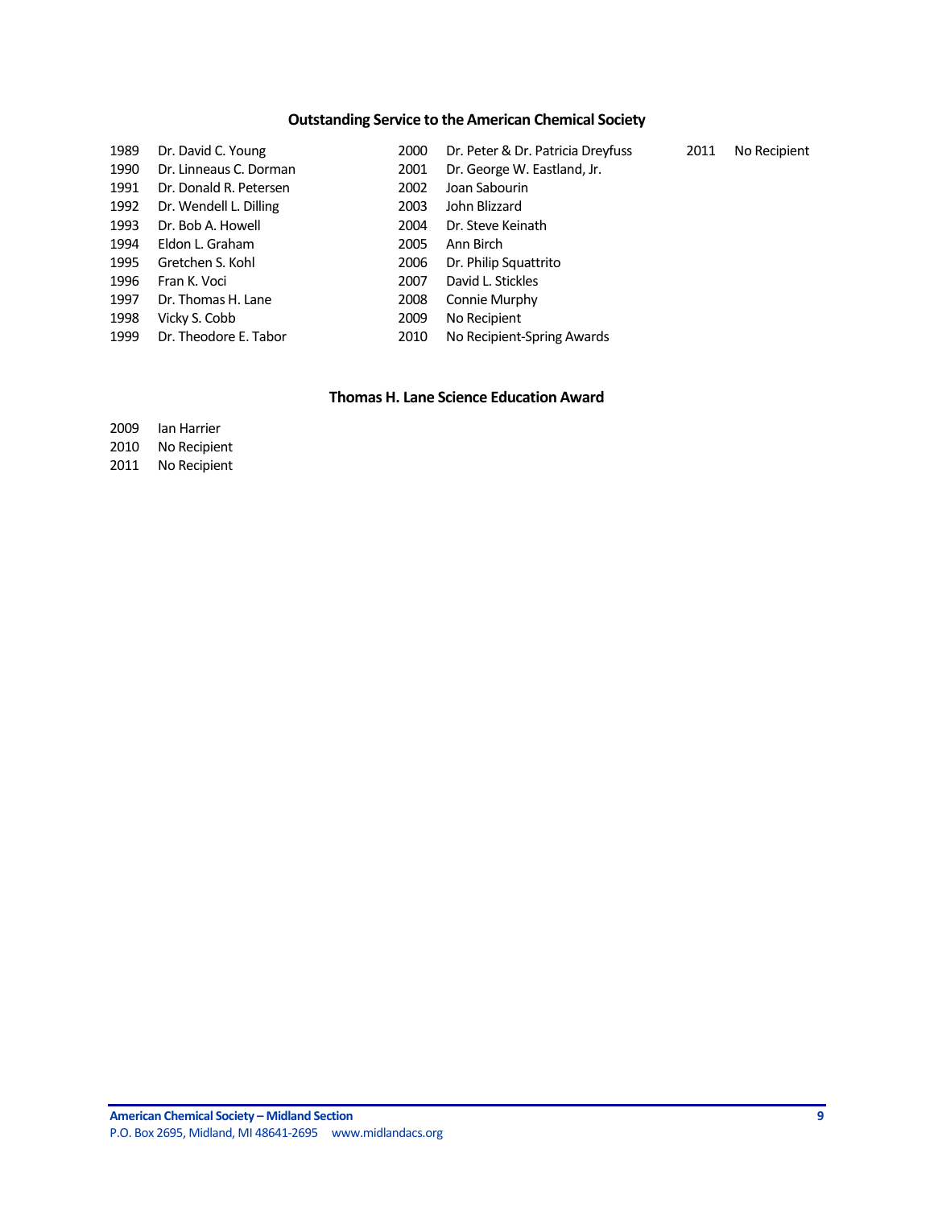### Outstanding Service to the American Chemical Society

1989 Dr. David C. Young
1990 Dr. Linneaus C. Dorman
1991 Dr. Donald R. Petersen
1992 Dr. Wendell L. Dilling
1993 Dr. Bob A. Howell
1994 Eldon L. Graham
1995 Gretchen S. Kohl
1996 Fran K. Voci
1997 Dr. Thomas H. Lane
1998 Vicky S. Cobb
1999 Dr. Theodore E. Tabor
2000 Dr. Peter & Dr. Patricia Dreyfuss
2001 Dr. George W. Eastland, Jr.
2002 Joan Sabourin
2003 John Blizzard
2004 Dr. Steve Keinath
2005 Ann Birch
2006 Dr. Philip Squattrito
2007 David L. Stickles
2008 Connie Murphy
2009 No Recipient
2010 No Recipient-Spring Awards
2011 No Recipient

### Thomas H. Lane Science Education Award

2009 Ian Harrier
2010 No Recipient
2011 No Recipient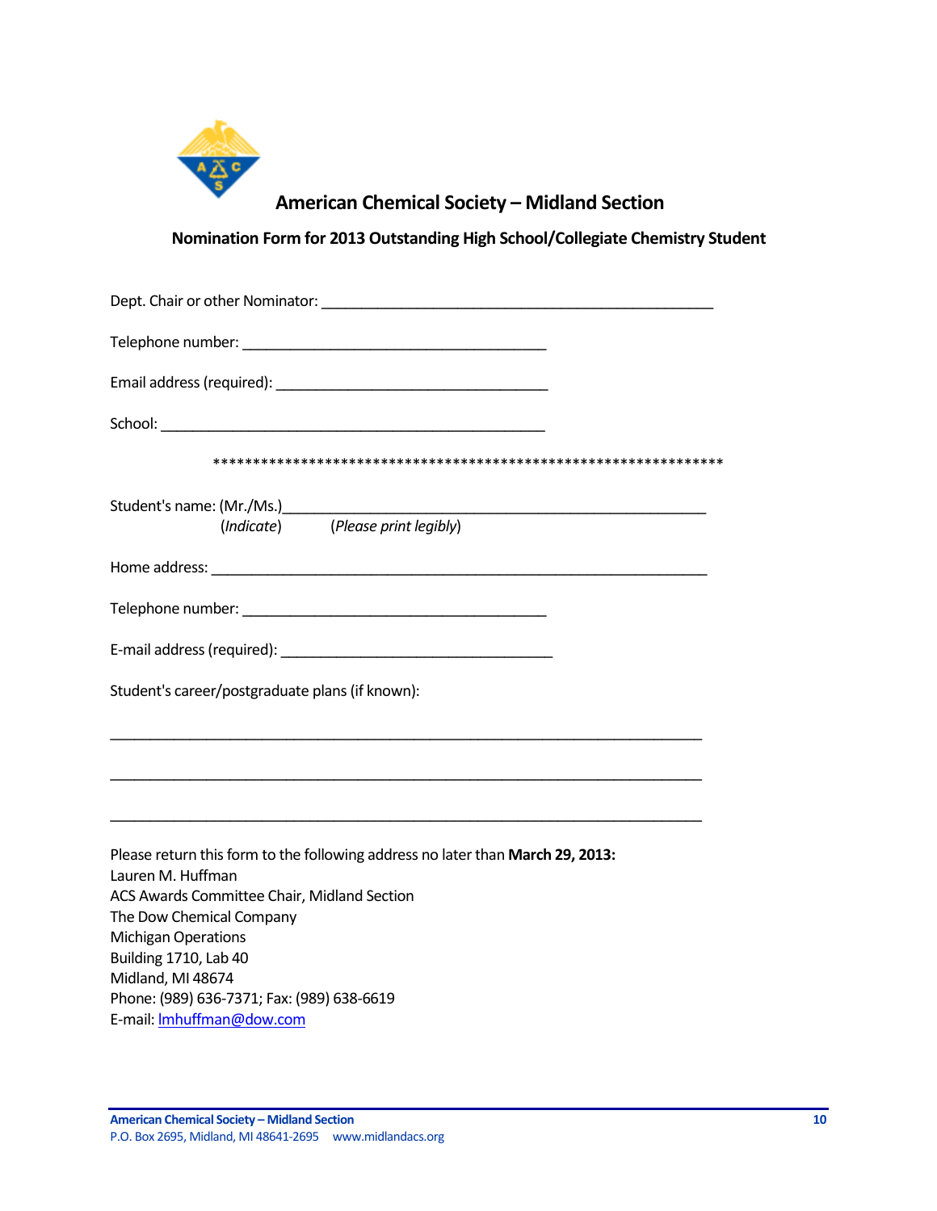## American Chemical Society – Midland Section

### Nomination Form for 2013 Outstanding High School/Collegiate Chemistry Student

Dept. Chair or other Nominator: ____________________________________________

Telephone number: __________________________________

Email address (required): ______________________________

School: ___________________________________________

*****************************************************************

Student's name: (Mr./Ms.)_______________________________________________
(*Indicate*) (*Please print legibly*)

Home address: _______________________________________________________

Telephone number: __________________________________

E-mail address (required): ______________________________

Student's career/postgraduate plans (if known):

___________________________________________________________________

___________________________________________________________________

___________________________________________________________________

Please return this form to the following address no later than **March 29, 2013:**
Lauren M. Huffman
ACS Awards Committee Chair, Midland Section
The Dow Chemical Company
Michigan Operations
Building 1710, Lab 40
Midland, MI 48674
Phone: (989) 636-7371; Fax: (989) 638-6619
E-mail: lmhuffman@dow.com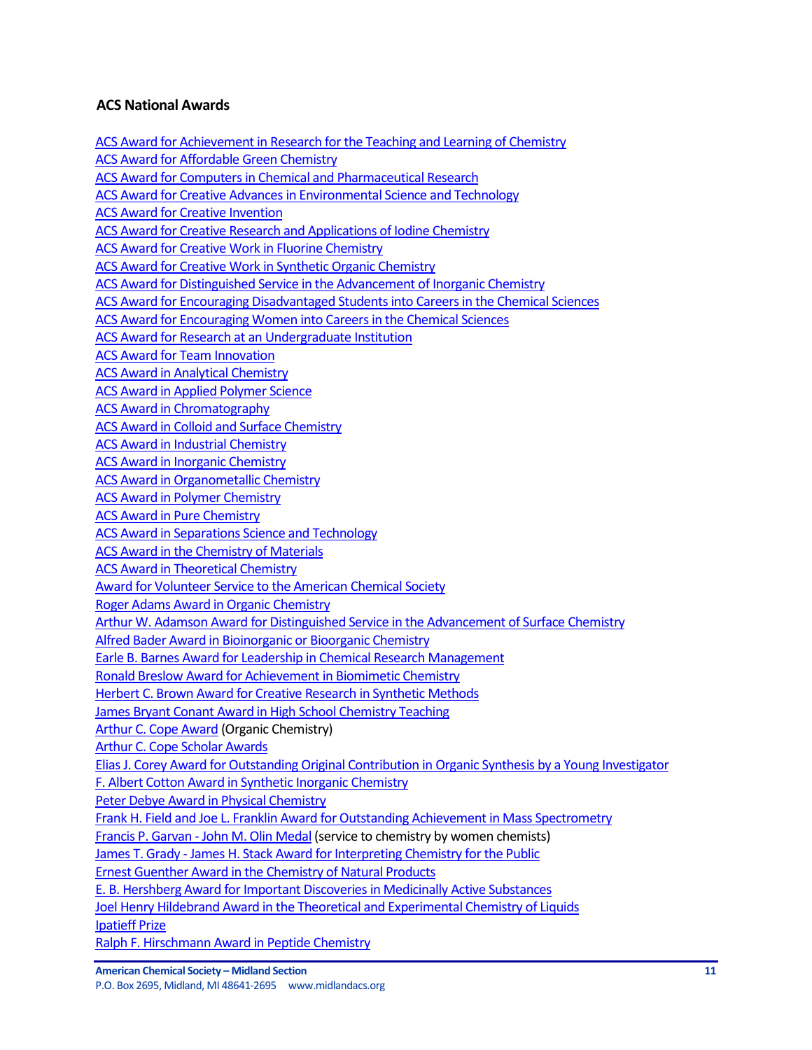### ACS National Awards

ACS Award for Achievement in Research for the Teaching and Learning of Chemistry
ACS Award for Affordable Green Chemistry
ACS Award for Computers in Chemical and Pharmaceutical Research
ACS Award for Creative Advances in Environmental Science and Technology
ACS Award for Creative Invention
ACS Award for Creative Research and Applications of Iodine Chemistry
ACS Award for Creative Work in Fluorine Chemistry
ACS Award for Creative Work in Synthetic Organic Chemistry
ACS Award for Distinguished Service in the Advancement of Inorganic Chemistry
ACS Award for Encouraging Disadvantaged Students into Careers in the Chemical Sciences
ACS Award for Encouraging Women into Careers in the Chemical Sciences
ACS Award for Research at an Undergraduate Institution
ACS Award for Team Innovation
ACS Award in Analytical Chemistry
ACS Award in Applied Polymer Science
ACS Award in Chromatography
ACS Award in Colloid and Surface Chemistry
ACS Award in Industrial Chemistry
ACS Award in Inorganic Chemistry
ACS Award in Organometallic Chemistry
ACS Award in Polymer Chemistry
ACS Award in Pure Chemistry
ACS Award in Separations Science and Technology
ACS Award in the Chemistry of Materials
ACS Award in Theoretical Chemistry
Award for Volunteer Service to the American Chemical Society
Roger Adams Award in Organic Chemistry
Arthur W. Adamson Award for Distinguished Service in the Advancement of Surface Chemistry
Alfred Bader Award in Bioinorganic or Bioorganic Chemistry
Earle B. Barnes Award for Leadership in Chemical Research Management
Ronald Breslow Award for Achievement in Biomimetic Chemistry
Herbert C. Brown Award for Creative Research in Synthetic Methods
James Bryant Conant Award in High School Chemistry Teaching
Arthur C. Cope Award (Organic Chemistry)
Arthur C. Cope Scholar Awards
Elias J. Corey Award for Outstanding Original Contribution in Organic Synthesis by a Young Investigator
F. Albert Cotton Award in Synthetic Inorganic Chemistry
Peter Debye Award in Physical Chemistry
Frank H. Field and Joe L. Franklin Award for Outstanding Achievement in Mass Spectrometry
Francis P. Garvan - John M. Olin Medal (service to chemistry by women chemists)
James T. Grady - James H. Stack Award for Interpreting Chemistry for the Public
Ernest Guenther Award in the Chemistry of Natural Products
E. B. Hershberg Award for Important Discoveries in Medicinally Active Substances
Joel Henry Hildebrand Award in the Theoretical and Experimental Chemistry of Liquids
Ipatieff Prize
Ralph F. Hirschmann Award in Peptide Chemistry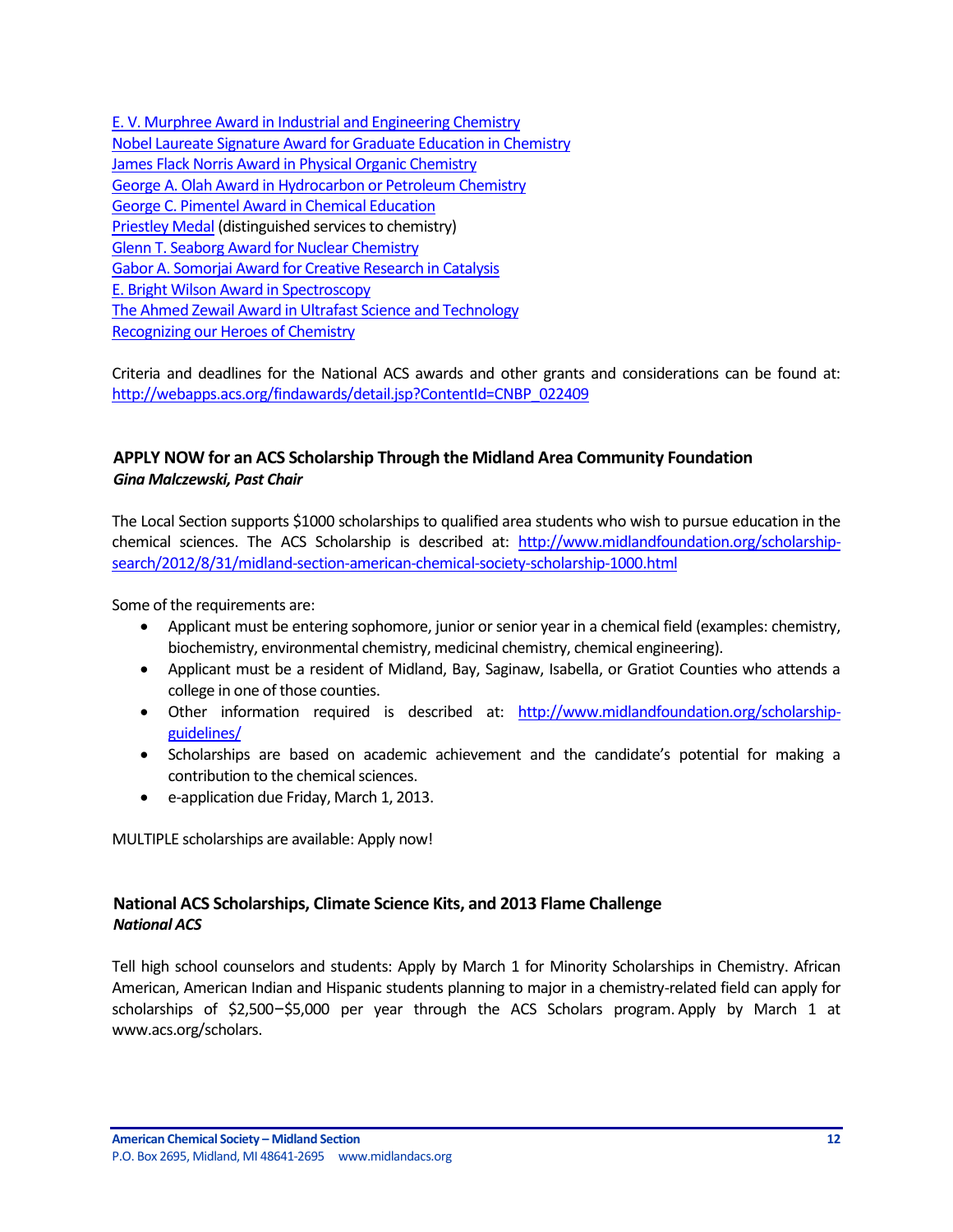[E. V. Murphree Award in Industrial and Engineering Chemistry]()
[Nobel Laureate Signature Award for Graduate Education in Chemistry]()
[James Flack Norris Award in Physical Organic Chemistry]()
[George A. Olah Award in Hydrocarbon or Petroleum Chemistry]()
[George C. Pimentel Award in Chemical Education]()
[Priestley Medal]() (distinguished services to chemistry)
[Glenn T. Seaborg Award for Nuclear Chemistry]()
[Gabor A. Somorjai Award for Creative Research in Catalysis]()
[E. Bright Wilson Award in Spectroscopy]()
[The Ahmed Zewail Award in Ultrafast Science and Technology]()
[Recognizing our Heroes of Chemistry]()

Criteria and deadlines for the National ACS awards and other grants and considerations can be found at: http://webapps.acs.org/findawards/detail.jsp?ContentId=CNBP_022409

### APPLY NOW for an ACS Scholarship Through the Midland Area Community Foundation

***Gina Malczewski, Past Chair***

The Local Section supports $1000 scholarships to qualified area students who wish to pursue education in the chemical sciences. The ACS Scholarship is described at: http://www.midlandfoundation.org/scholarship-search/2012/8/31/midland-section-american-chemical-society-scholarship-1000.html

Some of the requirements are:

- Applicant must be entering sophomore, junior or senior year in a chemical field (examples: chemistry, biochemistry, environmental chemistry, medicinal chemistry, chemical engineering).
- Applicant must be a resident of Midland, Bay, Saginaw, Isabella, or Gratiot Counties who attends a college in one of those counties.
- Other information required is described at: http://www.midlandfoundation.org/scholarship-guidelines/
- Scholarships are based on academic achievement and the candidate's potential for making a contribution to the chemical sciences.
- e-application due Friday, March 1, 2013.

MULTIPLE scholarships are available: Apply now!

### National ACS Scholarships, Climate Science Kits, and 2013 Flame Challenge

***National ACS***

Tell high school counselors and students: Apply by March 1 for Minority Scholarships in Chemistry. African American, American Indian and Hispanic students planning to major in a chemistry-related field can apply for scholarships of $2,500−$5,000 per year through the ACS Scholars program. Apply by March 1 at www.acs.org/scholars.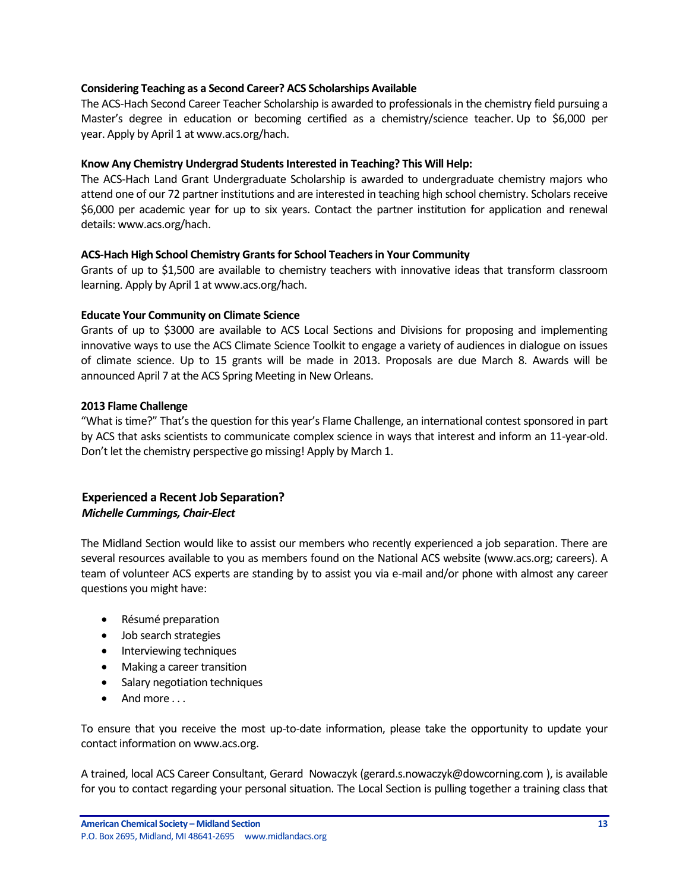**Considering Teaching as a Second Career? ACS Scholarships Available**

The ACS-Hach Second Career Teacher Scholarship is awarded to professionals in the chemistry field pursuing a Master's degree in education or becoming certified as a chemistry/science teacher. Up to $6,000 per year. Apply by April 1 at www.acs.org/hach.

**Know Any Chemistry Undergrad Students Interested in Teaching? This Will Help:**

The ACS-Hach Land Grant Undergraduate Scholarship is awarded to undergraduate chemistry majors who attend one of our 72 partner institutions and are interested in teaching high school chemistry. Scholars receive $6,000 per academic year for up to six years. Contact the partner institution for application and renewal details: www.acs.org/hach.

**ACS-Hach High School Chemistry Grants for School Teachers in Your Community**

Grants of up to $1,500 are available to chemistry teachers with innovative ideas that transform classroom learning. Apply by April 1 at www.acs.org/hach.

**Educate Your Community on Climate Science**

Grants of up to $3000 are available to ACS Local Sections and Divisions for proposing and implementing innovative ways to use the ACS Climate Science Toolkit to engage a variety of audiences in dialogue on issues of climate science. Up to 15 grants will be made in 2013. Proposals are due March 8. Awards will be announced April 7 at the ACS Spring Meeting in New Orleans.

**2013 Flame Challenge**

"What is time?" That's the question for this year's Flame Challenge, an international contest sponsored in part by ACS that asks scientists to communicate complex science in ways that interest and inform an 11-year-old. Don't let the chemistry perspective go missing! Apply by March 1.

## Experienced a Recent Job Separation?

***Michelle Cummings, Chair-Elect***

The Midland Section would like to assist our members who recently experienced a job separation. There are several resources available to you as members found on the National ACS website (www.acs.org; careers). A team of volunteer ACS experts are standing by to assist you via e-mail and/or phone with almost any career questions you might have:

- Résumé preparation
- Job search strategies
- Interviewing techniques
- Making a career transition
- Salary negotiation techniques
- And more . . .

To ensure that you receive the most up-to-date information, please take the opportunity to update your contact information on www.acs.org.

A trained, local ACS Career Consultant, Gerard Nowaczyk (gerard.s.nowaczyk@dowcorning.com ), is available for you to contact regarding your personal situation. The Local Section is pulling together a training class that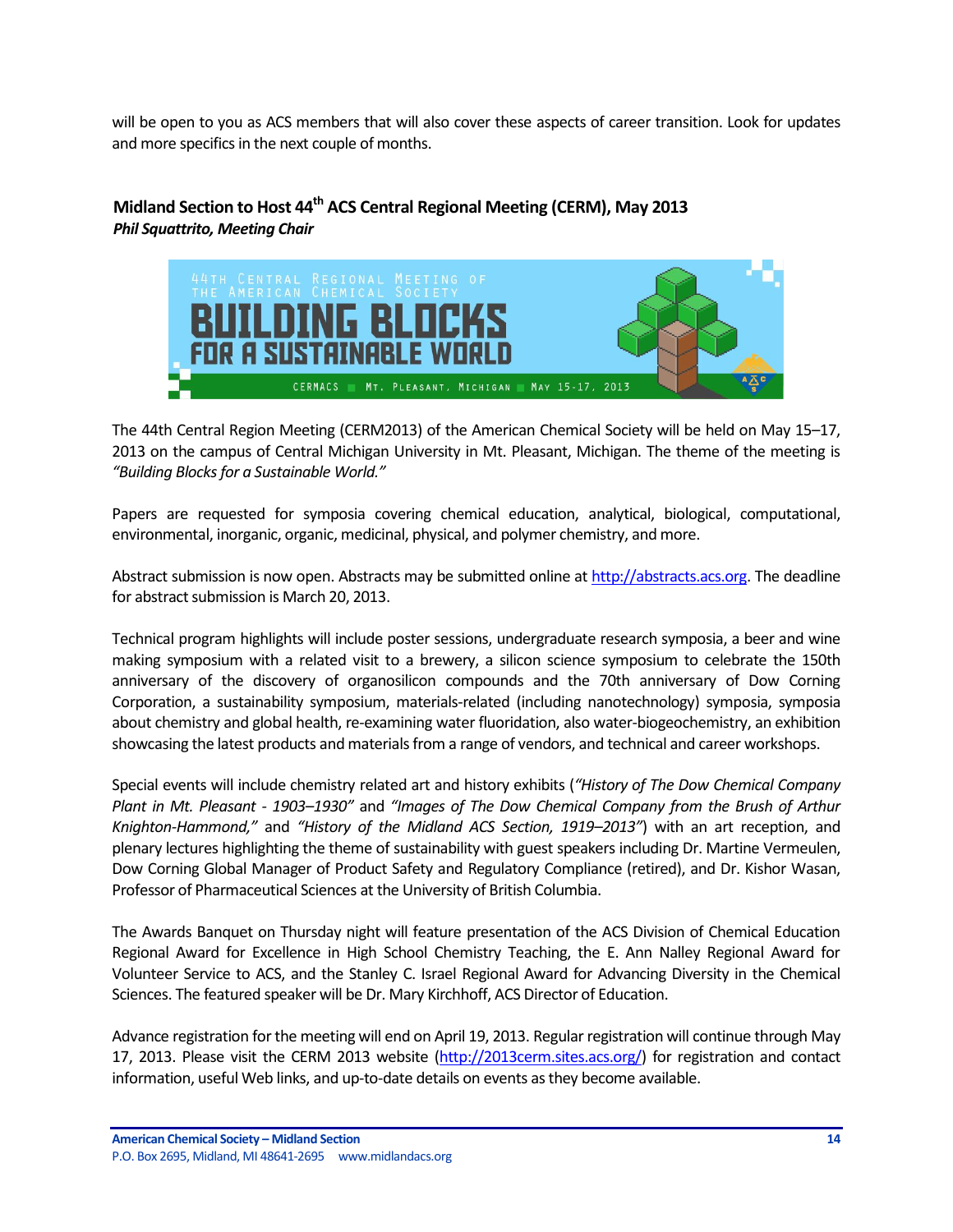will be open to you as ACS members that will also cover these aspects of career transition. Look for updates and more specifics in the next couple of months.

### Midland Section to Host 44th ACS Central Regional Meeting (CERM), May 2013

***Phil Squattrito, Meeting Chair***

The 44th Central Region Meeting (CERM2013) of the American Chemical Society will be held on May 15–17, 2013 on the campus of Central Michigan University in Mt. Pleasant, Michigan. The theme of the meeting is *"Building Blocks for a Sustainable World."*

Papers are requested for symposia covering chemical education, analytical, biological, computational, environmental, inorganic, organic, medicinal, physical, and polymer chemistry, and more.

Abstract submission is now open. Abstracts may be submitted online at http://abstracts.acs.org. The deadline for abstract submission is March 20, 2013.

Technical program highlights will include poster sessions, undergraduate research symposia, a beer and wine making symposium with a related visit to a brewery, a silicon science symposium to celebrate the 150th anniversary of the discovery of organosilicon compounds and the 70th anniversary of Dow Corning Corporation, a sustainability symposium, materials-related (including nanotechnology) symposia, symposia about chemistry and global health, re-examining water fluoridation, also water-biogeochemistry, an exhibition showcasing the latest products and materials from a range of vendors, and technical and career workshops.

Special events will include chemistry related art and history exhibits (*"History of The Dow Chemical Company Plant in Mt. Pleasant - 1903–1930"* and *"Images of The Dow Chemical Company from the Brush of Arthur Knighton-Hammond,"* and *"History of the Midland ACS Section, 1919–2013"*) with an art reception, and plenary lectures highlighting the theme of sustainability with guest speakers including Dr. Martine Vermeulen, Dow Corning Global Manager of Product Safety and Regulatory Compliance (retired), and Dr. Kishor Wasan, Professor of Pharmaceutical Sciences at the University of British Columbia.

The Awards Banquet on Thursday night will feature presentation of the ACS Division of Chemical Education Regional Award for Excellence in High School Chemistry Teaching, the E. Ann Nalley Regional Award for Volunteer Service to ACS, and the Stanley C. Israel Regional Award for Advancing Diversity in the Chemical Sciences. The featured speaker will be Dr. Mary Kirchhoff, ACS Director of Education.

Advance registration for the meeting will end on April 19, 2013. Regular registration will continue through May 17, 2013. Please visit the CERM 2013 website (http://2013cerm.sites.acs.org/) for registration and contact information, useful Web links, and up-to-date details on events as they become available.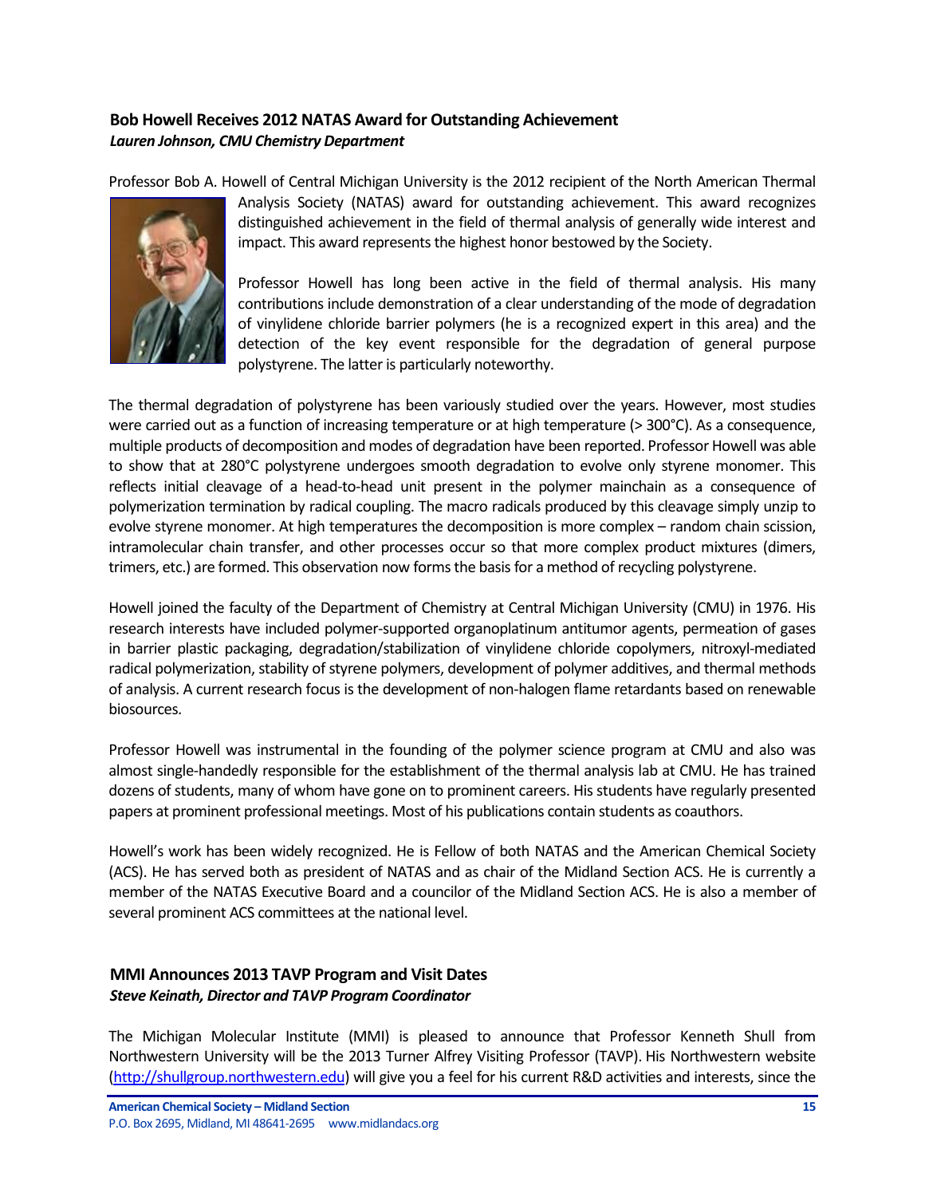## Bob Howell Receives 2012 NATAS Award for Outstanding Achievement

***Lauren Johnson, CMU Chemistry Department***

Professor Bob A. Howell of Central Michigan University is the 2012 recipient of the North American Thermal Analysis Society (NATAS) award for outstanding achievement. This award recognizes distinguished achievement in the field of thermal analysis of generally wide interest and impact. This award represents the highest honor bestowed by the Society.

Professor Howell has long been active in the field of thermal analysis. His many contributions include demonstration of a clear understanding of the mode of degradation of vinylidene chloride barrier polymers (he is a recognized expert in this area) and the detection of the key event responsible for the degradation of general purpose polystyrene. The latter is particularly noteworthy.

The thermal degradation of polystyrene has been variously studied over the years. However, most studies were carried out as a function of increasing temperature or at high temperature (> 300°C). As a consequence, multiple products of decomposition and modes of degradation have been reported. Professor Howell was able to show that at 280°C polystyrene undergoes smooth degradation to evolve only styrene monomer. This reflects initial cleavage of a head-to-head unit present in the polymer mainchain as a consequence of polymerization termination by radical coupling. The macro radicals produced by this cleavage simply unzip to evolve styrene monomer. At high temperatures the decomposition is more complex – random chain scission, intramolecular chain transfer, and other processes occur so that more complex product mixtures (dimers, trimers, etc.) are formed. This observation now forms the basis for a method of recycling polystyrene.

Howell joined the faculty of the Department of Chemistry at Central Michigan University (CMU) in 1976. His research interests have included polymer-supported organoplatinum antitumor agents, permeation of gases in barrier plastic packaging, degradation/stabilization of vinylidene chloride copolymers, nitroxyl-mediated radical polymerization, stability of styrene polymers, development of polymer additives, and thermal methods of analysis. A current research focus is the development of non-halogen flame retardants based on renewable biosources.

Professor Howell was instrumental in the founding of the polymer science program at CMU and also was almost single-handedly responsible for the establishment of the thermal analysis lab at CMU. He has trained dozens of students, many of whom have gone on to prominent careers. His students have regularly presented papers at prominent professional meetings. Most of his publications contain students as coauthors.

Howell's work has been widely recognized. He is Fellow of both NATAS and the American Chemical Society (ACS). He has served both as president of NATAS and as chair of the Midland Section ACS. He is currently a member of the NATAS Executive Board and a councilor of the Midland Section ACS. He is also a member of several prominent ACS committees at the national level.

## MMI Announces 2013 TAVP Program and Visit Dates

***Steve Keinath, Director and TAVP Program Coordinator***

The Michigan Molecular Institute (MMI) is pleased to announce that Professor Kenneth Shull from Northwestern University will be the 2013 Turner Alfrey Visiting Professor (TAVP). His Northwestern website (http://shullgroup.northwestern.edu) will give you a feel for his current R&D activities and interests, since the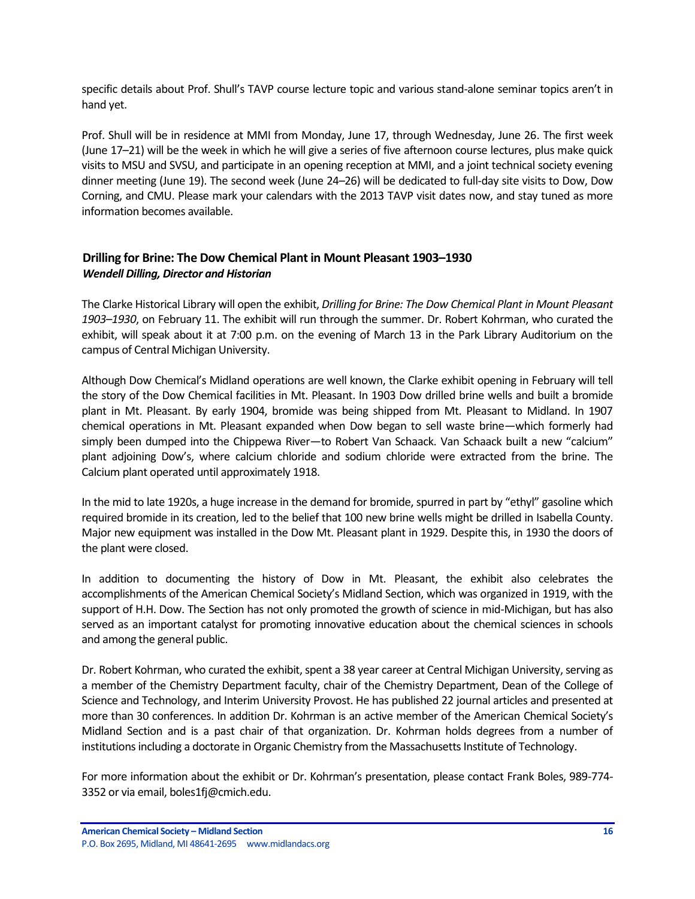specific details about Prof. Shull's TAVP course lecture topic and various stand-alone seminar topics aren't in hand yet.

Prof. Shull will be in residence at MMI from Monday, June 17, through Wednesday, June 26. The first week (June 17–21) will be the week in which he will give a series of five afternoon course lectures, plus make quick visits to MSU and SVSU, and participate in an opening reception at MMI, and a joint technical society evening dinner meeting (June 19). The second week (June 24–26) will be dedicated to full-day site visits to Dow, Dow Corning, and CMU. Please mark your calendars with the 2013 TAVP visit dates now, and stay tuned as more information becomes available.

## Drilling for Brine: The Dow Chemical Plant in Mount Pleasant 1903–1930

***Wendell Dilling, Director and Historian***

The Clarke Historical Library will open the exhibit, *Drilling for Brine: The Dow Chemical Plant in Mount Pleasant 1903–1930*, on February 11. The exhibit will run through the summer. Dr. Robert Kohrman, who curated the exhibit, will speak about it at 7:00 p.m. on the evening of March 13 in the Park Library Auditorium on the campus of Central Michigan University.

Although Dow Chemical's Midland operations are well known, the Clarke exhibit opening in February will tell the story of the Dow Chemical facilities in Mt. Pleasant. In 1903 Dow drilled brine wells and built a bromide plant in Mt. Pleasant. By early 1904, bromide was being shipped from Mt. Pleasant to Midland. In 1907 chemical operations in Mt. Pleasant expanded when Dow began to sell waste brine—which formerly had simply been dumped into the Chippewa River—to Robert Van Schaack. Van Schaack built a new "calcium" plant adjoining Dow's, where calcium chloride and sodium chloride were extracted from the brine. The Calcium plant operated until approximately 1918.

In the mid to late 1920s, a huge increase in the demand for bromide, spurred in part by "ethyl" gasoline which required bromide in its creation, led to the belief that 100 new brine wells might be drilled in Isabella County. Major new equipment was installed in the Dow Mt. Pleasant plant in 1929. Despite this, in 1930 the doors of the plant were closed.

In addition to documenting the history of Dow in Mt. Pleasant, the exhibit also celebrates the accomplishments of the American Chemical Society's Midland Section, which was organized in 1919, with the support of H.H. Dow. The Section has not only promoted the growth of science in mid-Michigan, but has also served as an important catalyst for promoting innovative education about the chemical sciences in schools and among the general public.

Dr. Robert Kohrman, who curated the exhibit, spent a 38 year career at Central Michigan University, serving as a member of the Chemistry Department faculty, chair of the Chemistry Department, Dean of the College of Science and Technology, and Interim University Provost. He has published 22 journal articles and presented at more than 30 conferences. In addition Dr. Kohrman is an active member of the American Chemical Society's Midland Section and is a past chair of that organization. Dr. Kohrman holds degrees from a number of institutions including a doctorate in Organic Chemistry from the Massachusetts Institute of Technology.

For more information about the exhibit or Dr. Kohrman's presentation, please contact Frank Boles, 989-774-3352 or via email, boles1fj@cmich.edu.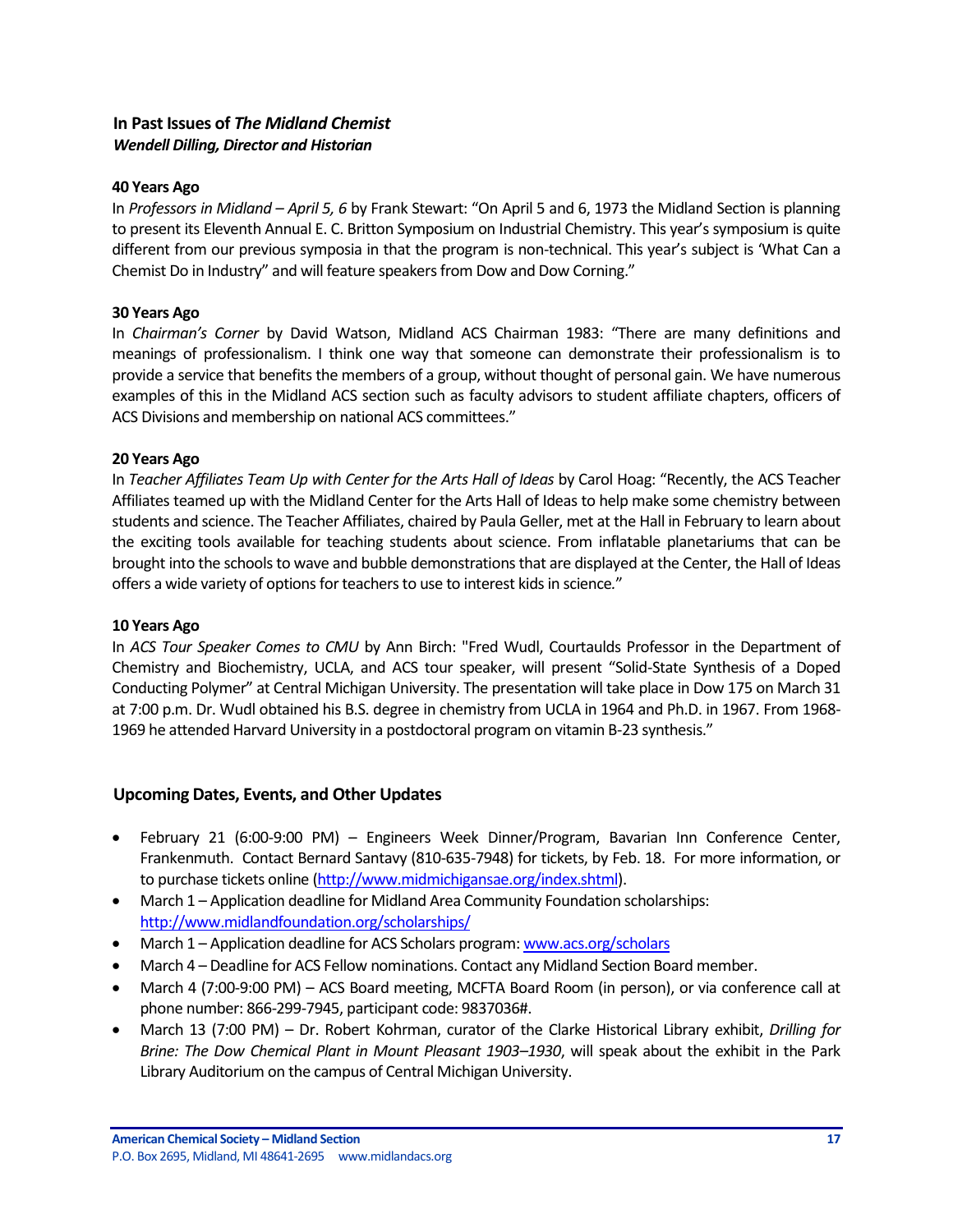## In Past Issues of *The Midland Chemist*

***Wendell Dilling, Director and Historian***

**40 Years Ago**

In *Professors in Midland – April 5, 6* by Frank Stewart: "On April 5 and 6, 1973 the Midland Section is planning to present its Eleventh Annual E. C. Britton Symposium on Industrial Chemistry. This year's symposium is quite different from our previous symposia in that the program is non-technical. This year's subject is 'What Can a Chemist Do in Industry" and will feature speakers from Dow and Dow Corning."

**30 Years Ago**

In *Chairman's Corner* by David Watson, Midland ACS Chairman 1983: "There are many definitions and meanings of professionalism. I think one way that someone can demonstrate their professionalism is to provide a service that benefits the members of a group, without thought of personal gain. We have numerous examples of this in the Midland ACS section such as faculty advisors to student affiliate chapters, officers of ACS Divisions and membership on national ACS committees."

**20 Years Ago**

In *Teacher Affiliates Team Up with Center for the Arts Hall of Ideas* by Carol Hoag: "Recently, the ACS Teacher Affiliates teamed up with the Midland Center for the Arts Hall of Ideas to help make some chemistry between students and science. The Teacher Affiliates, chaired by Paula Geller, met at the Hall in February to learn about the exciting tools available for teaching students about science. From inflatable planetariums that can be brought into the schools to wave and bubble demonstrations that are displayed at the Center, the Hall of Ideas offers a wide variety of options for teachers to use to interest kids in science."

**10 Years Ago**

In *ACS Tour Speaker Comes to CMU* by Ann Birch: "Fred Wudl, Courtaulds Professor in the Department of Chemistry and Biochemistry, UCLA, and ACS tour speaker, will present "Solid-State Synthesis of a Doped Conducting Polymer" at Central Michigan University. The presentation will take place in Dow 175 on March 31 at 7:00 p.m. Dr. Wudl obtained his B.S. degree in chemistry from UCLA in 1964 and Ph.D. in 1967. From 1968-1969 he attended Harvard University in a postdoctoral program on vitamin B-23 synthesis."

## Upcoming Dates, Events, and Other Updates

- February 21 (6:00-9:00 PM) – Engineers Week Dinner/Program, Bavarian Inn Conference Center, Frankenmuth. Contact Bernard Santavy (810-635-7948) for tickets, by Feb. 18. For more information, or to purchase tickets online (http://www.midmichigansae.org/index.shtml).
- March 1 – Application deadline for Midland Area Community Foundation scholarships: http://www.midlandfoundation.org/scholarships/
- March 1 – Application deadline for ACS Scholars program: www.acs.org/scholars
- March 4 – Deadline for ACS Fellow nominations. Contact any Midland Section Board member.
- March 4 (7:00-9:00 PM) – ACS Board meeting, MCFTA Board Room (in person), or via conference call at phone number: 866-299-7945, participant code: 9837036#.
- March 13 (7:00 PM) – Dr. Robert Kohrman, curator of the Clarke Historical Library exhibit, *Drilling for Brine: The Dow Chemical Plant in Mount Pleasant 1903–1930*, will speak about the exhibit in the Park Library Auditorium on the campus of Central Michigan University.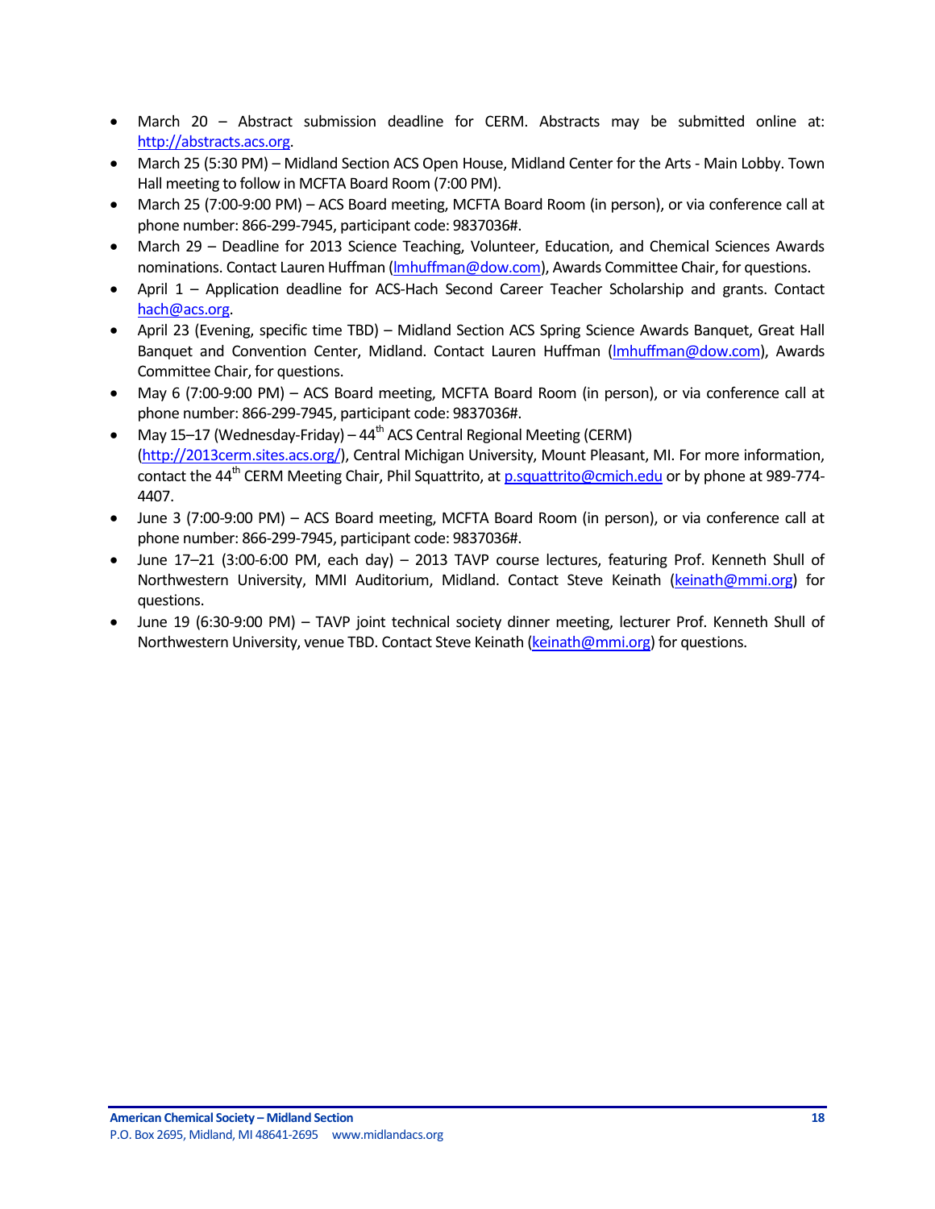- March 20 – Abstract submission deadline for CERM. Abstracts may be submitted online at: http://abstracts.acs.org.
- March 25 (5:30 PM) – Midland Section ACS Open House, Midland Center for the Arts - Main Lobby. Town Hall meeting to follow in MCFTA Board Room (7:00 PM).
- March 25 (7:00-9:00 PM) – ACS Board meeting, MCFTA Board Room (in person), or via conference call at phone number: 866-299-7945, participant code: 9837036#.
- March 29 – Deadline for 2013 Science Teaching, Volunteer, Education, and Chemical Sciences Awards nominations. Contact Lauren Huffman (lmhuffman@dow.com), Awards Committee Chair, for questions.
- April 1 – Application deadline for ACS-Hach Second Career Teacher Scholarship and grants. Contact hach@acs.org.
- April 23 (Evening, specific time TBD) – Midland Section ACS Spring Science Awards Banquet, Great Hall Banquet and Convention Center, Midland. Contact Lauren Huffman (lmhuffman@dow.com), Awards Committee Chair, for questions.
- May 6 (7:00-9:00 PM) – ACS Board meeting, MCFTA Board Room (in person), or via conference call at phone number: 866-299-7945, participant code: 9837036#.
- May 15–17 (Wednesday-Friday) – 44th ACS Central Regional Meeting (CERM) (http://2013cerm.sites.acs.org/), Central Michigan University, Mount Pleasant, MI. For more information, contact the 44th CERM Meeting Chair, Phil Squattrito, at p.squattrito@cmich.edu or by phone at 989-774-4407.
- June 3 (7:00-9:00 PM) – ACS Board meeting, MCFTA Board Room (in person), or via conference call at phone number: 866-299-7945, participant code: 9837036#.
- June 17–21 (3:00-6:00 PM, each day) – 2013 TAVP course lectures, featuring Prof. Kenneth Shull of Northwestern University, MMI Auditorium, Midland. Contact Steve Keinath (keinath@mmi.org) for questions.
- June 19 (6:30-9:00 PM) – TAVP joint technical society dinner meeting, lecturer Prof. Kenneth Shull of Northwestern University, venue TBD. Contact Steve Keinath (keinath@mmi.org) for questions.